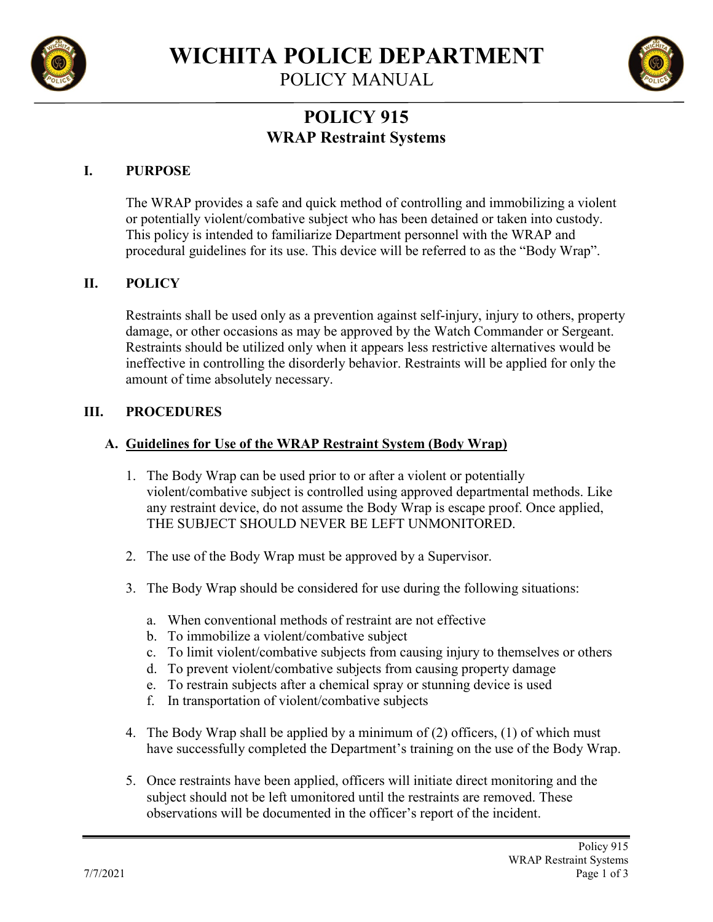# WICHITA POLICE DEPARTMENT

POLICY MANUAL

## POLICY 915
## WRAP Restraint Systems

### I. PURPOSE

The WRAP provides a safe and quick method of controlling and immobilizing a violent or potentially violent/combative subject who has been detained or taken into custody. This policy is intended to familiarize Department personnel with the WRAP and procedural guidelines for its use. This device will be referred to as the "Body Wrap".

### II. POLICY

Restraints shall be used only as a prevention against self-injury, injury to others, property damage, or other occasions as may be approved by the Watch Commander or Sergeant. Restraints should be utilized only when it appears less restrictive alternatives would be ineffective in controlling the disorderly behavior. Restraints will be applied for only the amount of time absolutely necessary.

### III. PROCEDURES

#### A. Guidelines for Use of the WRAP Restraint System (Body Wrap)

1. The Body Wrap can be used prior to or after a violent or potentially violent/combative subject is controlled using approved departmental methods. Like any restraint device, do not assume the Body Wrap is escape proof. Once applied, THE SUBJECT SHOULD NEVER BE LEFT UNMONITORED.

2. The use of the Body Wrap must be approved by a Supervisor.

3. The Body Wrap should be considered for use during the following situations:

   a. When conventional methods of restraint are not effective
   b. To immobilize a violent/combative subject
   c. To limit violent/combative subjects from causing injury to themselves or others
   d. To prevent violent/combative subjects from causing property damage
   e. To restrain subjects after a chemical spray or stunning device is used
   f. In transportation of violent/combative subjects

4. The Body Wrap shall be applied by a minimum of (2) officers, (1) of which must have successfully completed the Department's training on the use of the Body Wrap.

5. Once restraints have been applied, officers will initiate direct monitoring and the subject should not be left umonitored until the restraints are removed. These observations will be documented in the officer's report of the incident.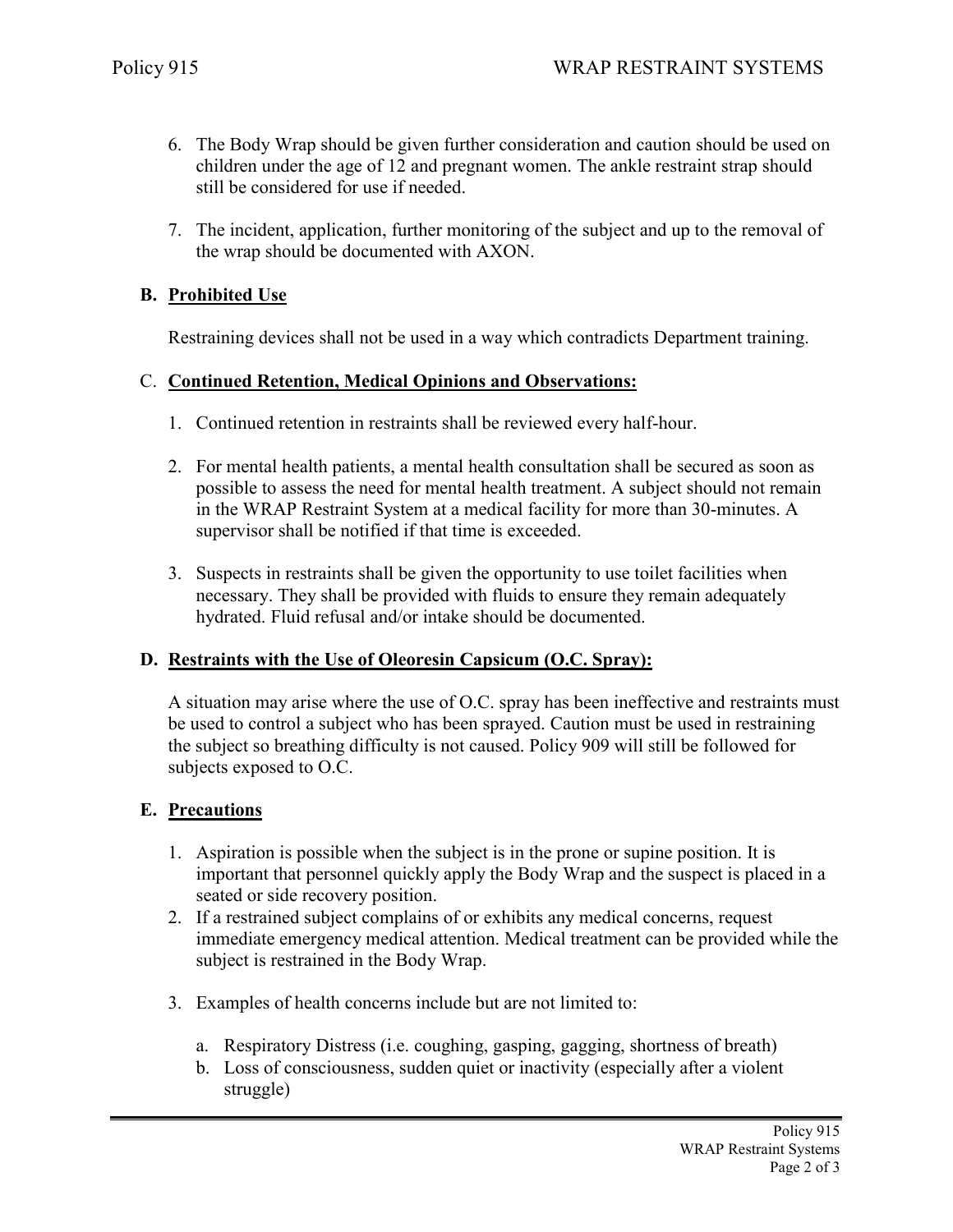6. The Body Wrap should be given further consideration and caution should be used on children under the age of 12 and pregnant women. The ankle restraint strap should still be considered for use if needed.

7. The incident, application, further monitoring of the subject and up to the removal of the wrap should be documented with AXON.

### B. Prohibited Use

Restraining devices shall not be used in a way which contradicts Department training.

### C. Continued Retention, Medical Opinions and Observations:

1. Continued retention in restraints shall be reviewed every half-hour.

2. For mental health patients, a mental health consultation shall be secured as soon as possible to assess the need for mental health treatment. A subject should not remain in the WRAP Restraint System at a medical facility for more than 30-minutes. A supervisor shall be notified if that time is exceeded.

3. Suspects in restraints shall be given the opportunity to use toilet facilities when necessary. They shall be provided with fluids to ensure they remain adequately hydrated. Fluid refusal and/or intake should be documented.

### D. Restraints with the Use of Oleoresin Capsicum (O.C. Spray):

A situation may arise where the use of O.C. spray has been ineffective and restraints must be used to control a subject who has been sprayed. Caution must be used in restraining the subject so breathing difficulty is not caused. Policy 909 will still be followed for subjects exposed to O.C.

### E. Precautions

1. Aspiration is possible when the subject is in the prone or supine position. It is important that personnel quickly apply the Body Wrap and the suspect is placed in a seated or side recovery position.
2. If a restrained subject complains of or exhibits any medical concerns, request immediate emergency medical attention. Medical treatment can be provided while the subject is restrained in the Body Wrap.

3. Examples of health concerns include but are not limited to:

   a. Respiratory Distress (i.e. coughing, gasping, gagging, shortness of breath)
   b. Loss of consciousness, sudden quiet or inactivity (especially after a violent struggle)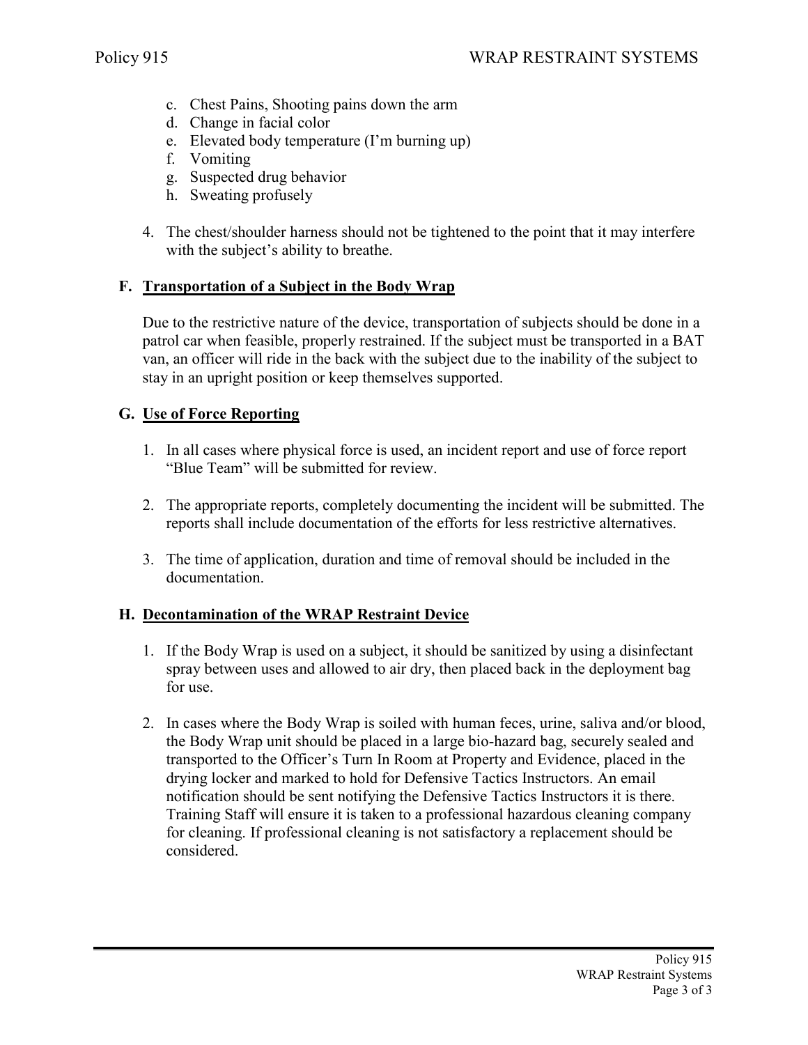c. Chest Pains, Shooting pains down the arm
d. Change in facial color
e. Elevated body temperature (I'm burning up)
f. Vomiting
g. Suspected drug behavior
h. Sweating profusely

4. The chest/shoulder harness should not be tightened to the point that it may interfere with the subject's ability to breathe.

## F. Transportation of a Subject in the Body Wrap

Due to the restrictive nature of the device, transportation of subjects should be done in a patrol car when feasible, properly restrained. If the subject must be transported in a BAT van, an officer will ride in the back with the subject due to the inability of the subject to stay in an upright position or keep themselves supported.

## G. Use of Force Reporting

1. In all cases where physical force is used, an incident report and use of force report "Blue Team" will be submitted for review.

2. The appropriate reports, completely documenting the incident will be submitted. The reports shall include documentation of the efforts for less restrictive alternatives.

3. The time of application, duration and time of removal should be included in the documentation.

## H. Decontamination of the WRAP Restraint Device

1. If the Body Wrap is used on a subject, it should be sanitized by using a disinfectant spray between uses and allowed to air dry, then placed back in the deployment bag for use.

2. In cases where the Body Wrap is soiled with human feces, urine, saliva and/or blood, the Body Wrap unit should be placed in a large bio-hazard bag, securely sealed and transported to the Officer's Turn In Room at Property and Evidence, placed in the drying locker and marked to hold for Defensive Tactics Instructors. An email notification should be sent notifying the Defensive Tactics Instructors it is there. Training Staff will ensure it is taken to a professional hazardous cleaning company for cleaning. If professional cleaning is not satisfactory a replacement should be considered.